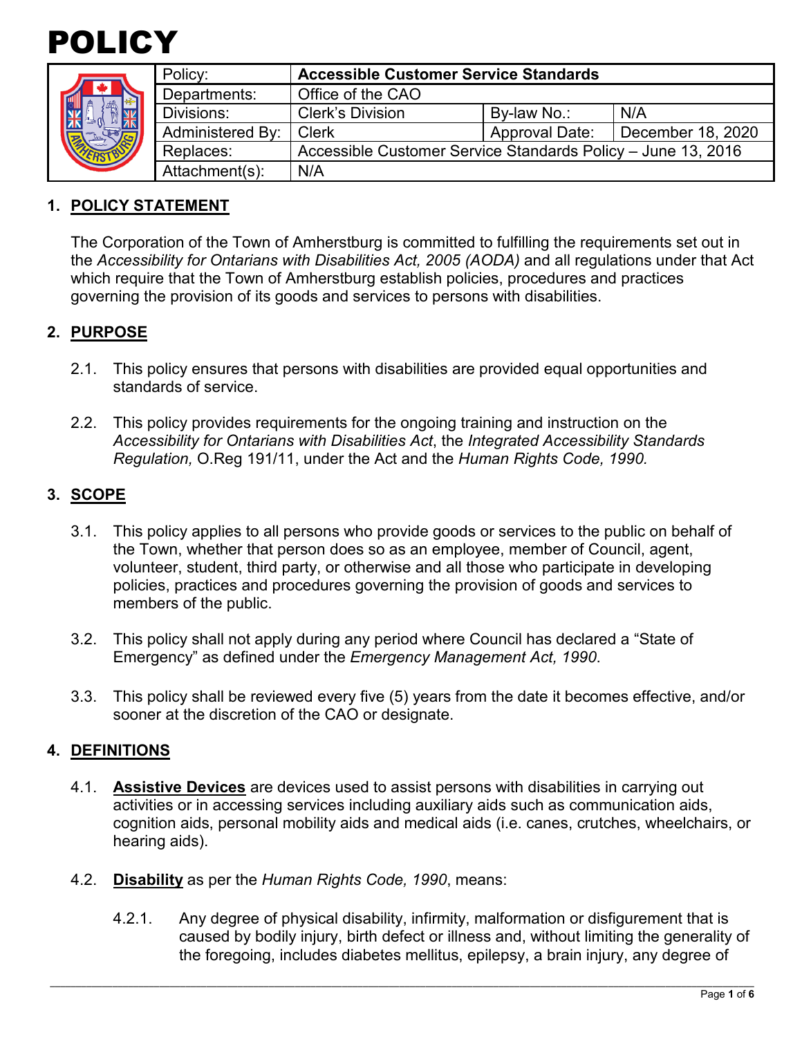# POLICY

| Policy: | **Accessible Customer Service Standards** | | |
|---|---|---|---|
| Departments: | Office of the CAO | | |
| Divisions: | Clerk's Division | By-law No.: | N/A |
| Administered By: | Clerk | Approval Date: | December 18, 2020 |
| Replaces: | Accessible Customer Service Standards Policy – June 13, 2016 | | |
| Attachment(s): | N/A | | |

## 1. POLICY STATEMENT

The Corporation of the Town of Amherstburg is committed to fulfilling the requirements set out in the *Accessibility for Ontarians with Disabilities Act, 2005 (AODA)* and all regulations under that Act which require that the Town of Amherstburg establish policies, procedures and practices governing the provision of its goods and services to persons with disabilities.

## 2. PURPOSE

2.1. This policy ensures that persons with disabilities are provided equal opportunities and standards of service.

2.2. This policy provides requirements for the ongoing training and instruction on the *Accessibility for Ontarians with Disabilities Act*, the *Integrated Accessibility Standards Regulation,* O.Reg 191/11, under the Act and the *Human Rights Code, 1990.*

## 3. SCOPE

3.1. This policy applies to all persons who provide goods or services to the public on behalf of the Town, whether that person does so as an employee, member of Council, agent, volunteer, student, third party, or otherwise and all those who participate in developing policies, practices and procedures governing the provision of goods and services to members of the public.

3.2. This policy shall not apply during any period where Council has declared a "State of Emergency" as defined under the *Emergency Management Act, 1990*.

3.3. This policy shall be reviewed every five (5) years from the date it becomes effective, and/or sooner at the discretion of the CAO or designate.

## 4. DEFINITIONS

4.1. **Assistive Devices** are devices used to assist persons with disabilities in carrying out activities or in accessing services including auxiliary aids such as communication aids, cognition aids, personal mobility aids and medical aids (i.e. canes, crutches, wheelchairs, or hearing aids).

4.2. **Disability** as per the *Human Rights Code, 1990*, means:

4.2.1. Any degree of physical disability, infirmity, malformation or disfigurement that is caused by bodily injury, birth defect or illness and, without limiting the generality of the foregoing, includes diabetes mellitus, epilepsy, a brain injury, any degree of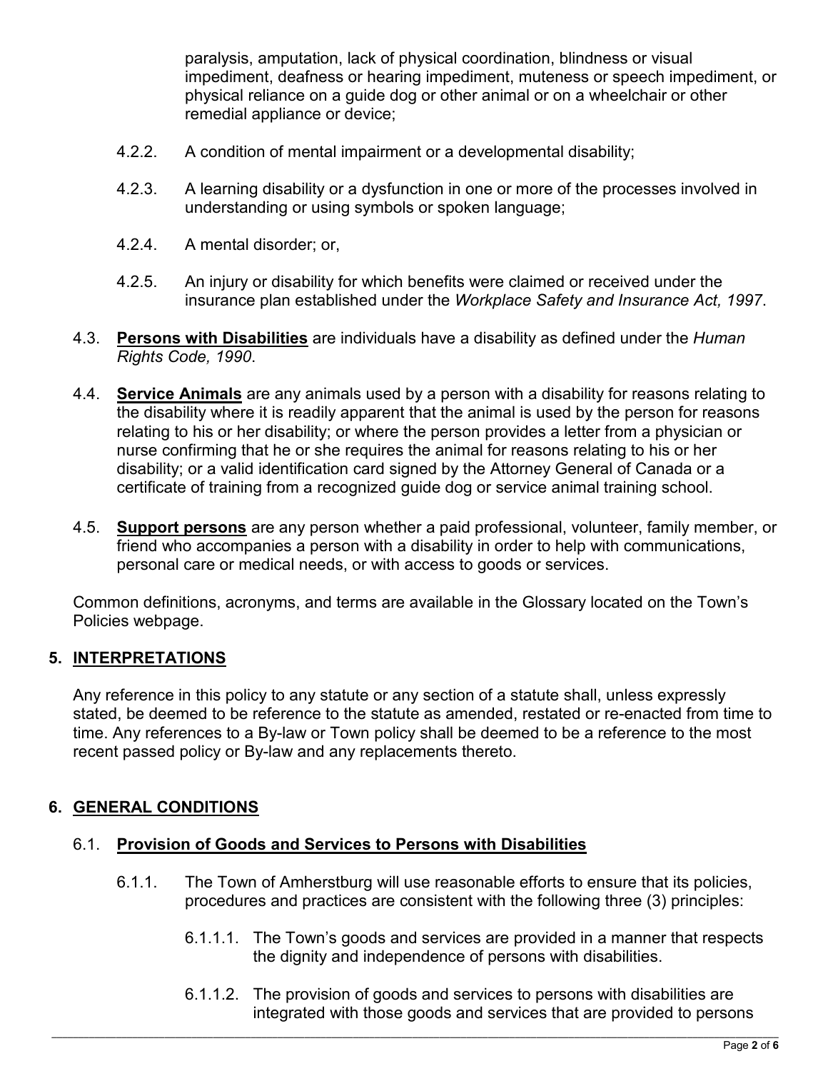paralysis, amputation, lack of physical coordination, blindness or visual impediment, deafness or hearing impediment, muteness or speech impediment, or physical reliance on a guide dog or other animal or on a wheelchair or other remedial appliance or device;

4.2.2. A condition of mental impairment or a developmental disability;

4.2.3. A learning disability or a dysfunction in one or more of the processes involved in understanding or using symbols or spoken language;

4.2.4. A mental disorder; or,

4.2.5. An injury or disability for which benefits were claimed or received under the insurance plan established under the *Workplace Safety and Insurance Act, 1997*.

4.3. **Persons with Disabilities** are individuals have a disability as defined under the *Human Rights Code, 1990*.

4.4. **Service Animals** are any animals used by a person with a disability for reasons relating to the disability where it is readily apparent that the animal is used by the person for reasons relating to his or her disability; or where the person provides a letter from a physician or nurse confirming that he or she requires the animal for reasons relating to his or her disability; or a valid identification card signed by the Attorney General of Canada or a certificate of training from a recognized guide dog or service animal training school.

4.5. **Support persons** are any person whether a paid professional, volunteer, family member, or friend who accompanies a person with a disability in order to help with communications, personal care or medical needs, or with access to goods or services.

Common definitions, acronyms, and terms are available in the Glossary located on the Town's Policies webpage.

## 5. INTERPRETATIONS

Any reference in this policy to any statute or any section of a statute shall, unless expressly stated, be deemed to be reference to the statute as amended, restated or re-enacted from time to time. Any references to a By-law or Town policy shall be deemed to be a reference to the most recent passed policy or By-law and any replacements thereto.

## 6. GENERAL CONDITIONS

### 6.1. Provision of Goods and Services to Persons with Disabilities

6.1.1. The Town of Amherstburg will use reasonable efforts to ensure that its policies, procedures and practices are consistent with the following three (3) principles:

6.1.1.1. The Town's goods and services are provided in a manner that respects the dignity and independence of persons with disabilities.

6.1.1.2. The provision of goods and services to persons with disabilities are integrated with those goods and services that are provided to persons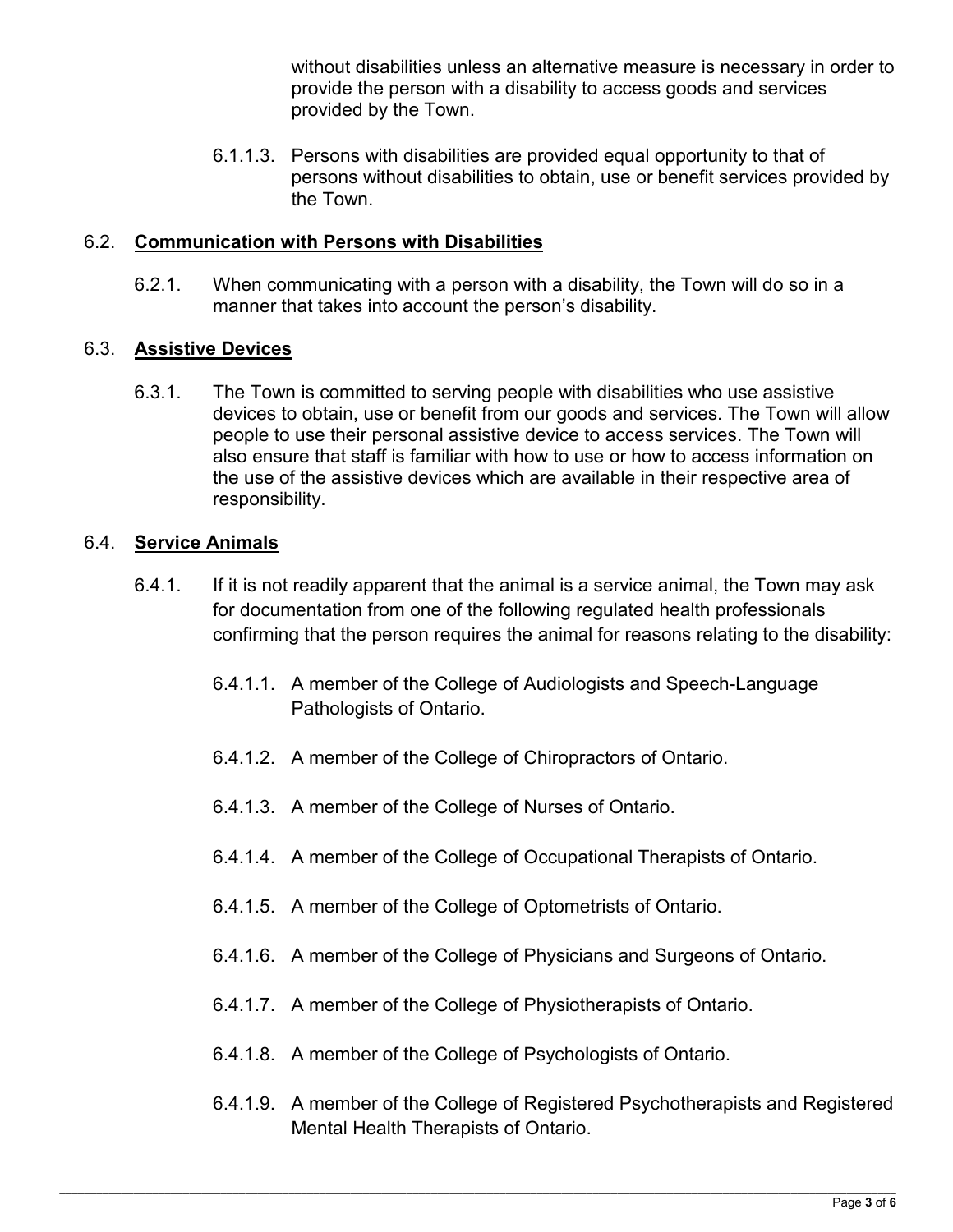without disabilities unless an alternative measure is necessary in order to provide the person with a disability to access goods and services provided by the Town.

6.1.1.3. Persons with disabilities are provided equal opportunity to that of persons without disabilities to obtain, use or benefit services provided by the Town.

## 6.2. **Communication with Persons with Disabilities**

6.2.1. When communicating with a person with a disability, the Town will do so in a manner that takes into account the person's disability.

## 6.3. **Assistive Devices**

6.3.1. The Town is committed to serving people with disabilities who use assistive devices to obtain, use or benefit from our goods and services. The Town will allow people to use their personal assistive device to access services. The Town will also ensure that staff is familiar with how to use or how to access information on the use of the assistive devices which are available in their respective area of responsibility.

## 6.4. **Service Animals**

6.4.1. If it is not readily apparent that the animal is a service animal, the Town may ask for documentation from one of the following regulated health professionals confirming that the person requires the animal for reasons relating to the disability:

6.4.1.1. A member of the College of Audiologists and Speech-Language Pathologists of Ontario.

6.4.1.2. A member of the College of Chiropractors of Ontario.

6.4.1.3. A member of the College of Nurses of Ontario.

6.4.1.4. A member of the College of Occupational Therapists of Ontario.

6.4.1.5. A member of the College of Optometrists of Ontario.

6.4.1.6. A member of the College of Physicians and Surgeons of Ontario.

6.4.1.7. A member of the College of Physiotherapists of Ontario.

6.4.1.8. A member of the College of Psychologists of Ontario.

6.4.1.9. A member of the College of Registered Psychotherapists and Registered Mental Health Therapists of Ontario.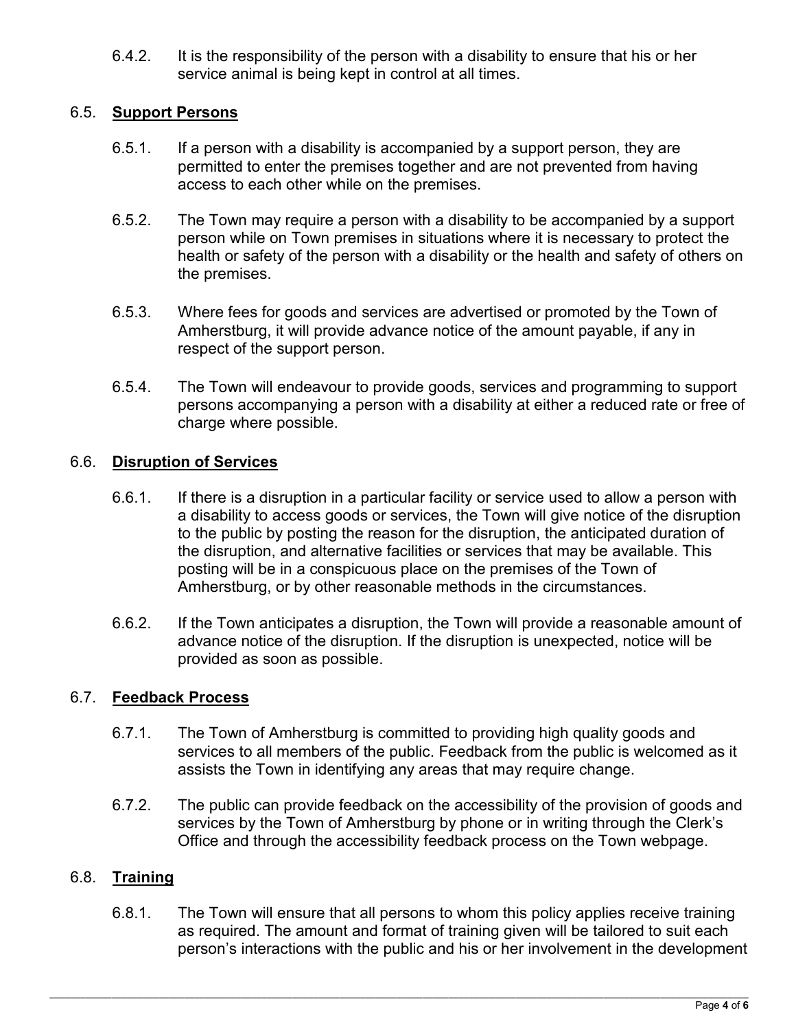6.4.2. It is the responsibility of the person with a disability to ensure that his or her service animal is being kept in control at all times.

## 6.5. **Support Persons**

6.5.1. If a person with a disability is accompanied by a support person, they are permitted to enter the premises together and are not prevented from having access to each other while on the premises.

6.5.2. The Town may require a person with a disability to be accompanied by a support person while on Town premises in situations where it is necessary to protect the health or safety of the person with a disability or the health and safety of others on the premises.

6.5.3. Where fees for goods and services are advertised or promoted by the Town of Amherstburg, it will provide advance notice of the amount payable, if any in respect of the support person.

6.5.4. The Town will endeavour to provide goods, services and programming to support persons accompanying a person with a disability at either a reduced rate or free of charge where possible.

## 6.6. **Disruption of Services**

6.6.1. If there is a disruption in a particular facility or service used to allow a person with a disability to access goods or services, the Town will give notice of the disruption to the public by posting the reason for the disruption, the anticipated duration of the disruption, and alternative facilities or services that may be available. This posting will be in a conspicuous place on the premises of the Town of Amherstburg, or by other reasonable methods in the circumstances.

6.6.2. If the Town anticipates a disruption, the Town will provide a reasonable amount of advance notice of the disruption. If the disruption is unexpected, notice will be provided as soon as possible.

## 6.7. **Feedback Process**

6.7.1. The Town of Amherstburg is committed to providing high quality goods and services to all members of the public. Feedback from the public is welcomed as it assists the Town in identifying any areas that may require change.

6.7.2. The public can provide feedback on the accessibility of the provision of goods and services by the Town of Amherstburg by phone or in writing through the Clerk's Office and through the accessibility feedback process on the Town webpage.

## 6.8. **Training**

6.8.1. The Town will ensure that all persons to whom this policy applies receive training as required. The amount and format of training given will be tailored to suit each person's interactions with the public and his or her involvement in the development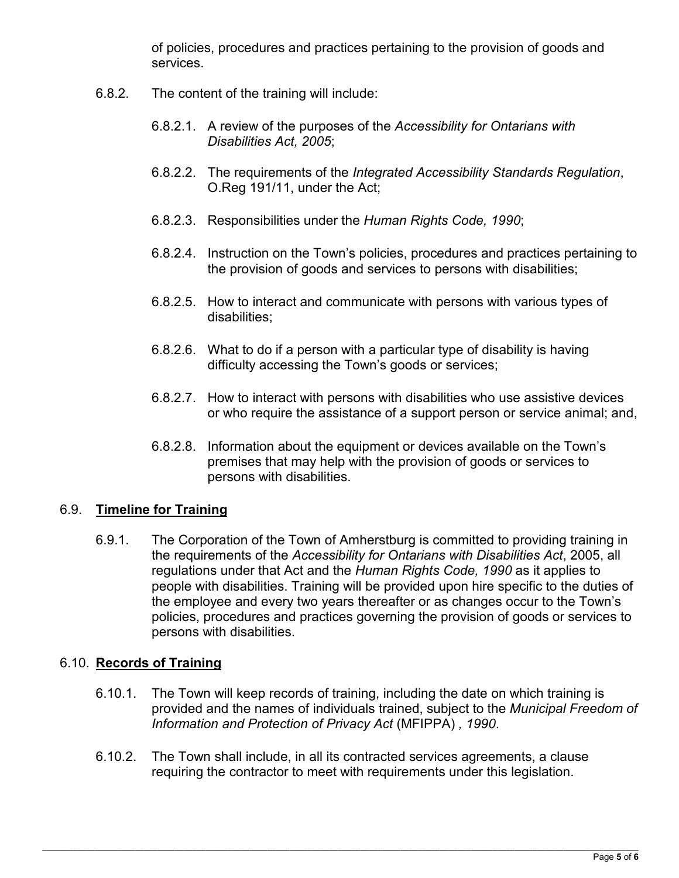of policies, procedures and practices pertaining to the provision of goods and services.

6.8.2. The content of the training will include:

6.8.2.1. A review of the purposes of the *Accessibility for Ontarians with Disabilities Act, 2005*;

6.8.2.2. The requirements of the *Integrated Accessibility Standards Regulation*, O.Reg 191/11, under the Act;

6.8.2.3. Responsibilities under the *Human Rights Code, 1990*;

6.8.2.4. Instruction on the Town's policies, procedures and practices pertaining to the provision of goods and services to persons with disabilities;

6.8.2.5. How to interact and communicate with persons with various types of disabilities;

6.8.2.6. What to do if a person with a particular type of disability is having difficulty accessing the Town's goods or services;

6.8.2.7. How to interact with persons with disabilities who use assistive devices or who require the assistance of a support person or service animal; and,

6.8.2.8. Information about the equipment or devices available on the Town's premises that may help with the provision of goods or services to persons with disabilities.

## 6.9. **Timeline for Training**

6.9.1. The Corporation of the Town of Amherstburg is committed to providing training in the requirements of the *Accessibility for Ontarians with Disabilities Act*, 2005, all regulations under that Act and the *Human Rights Code, 1990* as it applies to people with disabilities. Training will be provided upon hire specific to the duties of the employee and every two years thereafter or as changes occur to the Town's policies, procedures and practices governing the provision of goods or services to persons with disabilities.

## 6.10. **Records of Training**

6.10.1. The Town will keep records of training, including the date on which training is provided and the names of individuals trained, subject to the *Municipal Freedom of Information and Protection of Privacy Act* (MFIPPA) *, 1990*.

6.10.2. The Town shall include, in all its contracted services agreements, a clause requiring the contractor to meet with requirements under this legislation.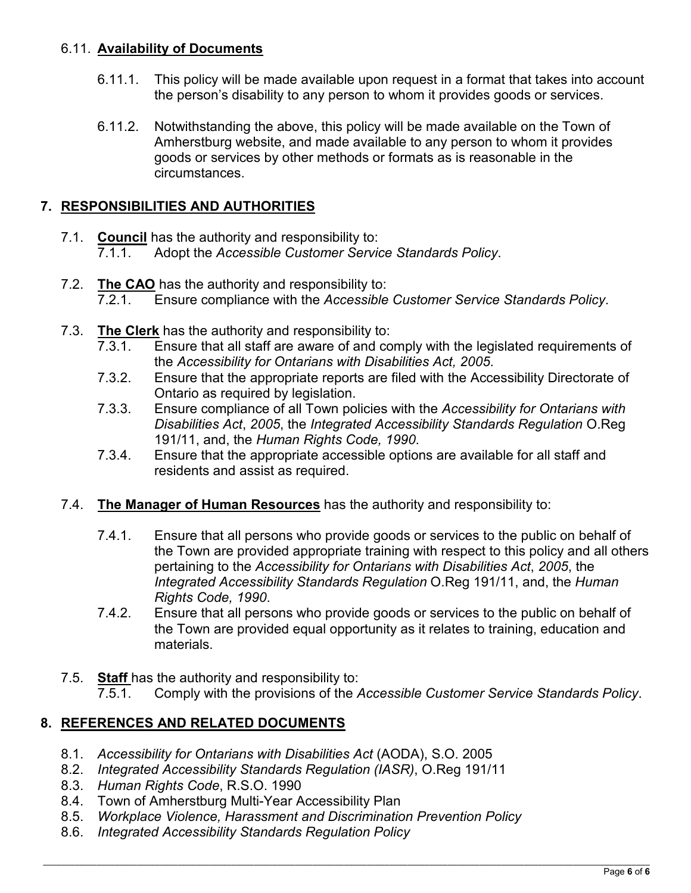### 6.11. **Availability of Documents**

6.11.1. This policy will be made available upon request in a format that takes into account the person's disability to any person to whom it provides goods or services.

6.11.2. Notwithstanding the above, this policy will be made available on the Town of Amherstburg website, and made available to any person to whom it provides goods or services by other methods or formats as is reasonable in the circumstances.

## 7. RESPONSIBILITIES AND AUTHORITIES

7.1. **Council** has the authority and responsibility to:

7.1.1. Adopt the *Accessible Customer Service Standards Policy*.

7.2. **The CAO** has the authority and responsibility to:

7.2.1. Ensure compliance with the *Accessible Customer Service Standards Policy*.

7.3. **The Clerk** has the authority and responsibility to:

7.3.1. Ensure that all staff are aware of and comply with the legislated requirements of the *Accessibility for Ontarians with Disabilities Act, 2005*.

7.3.2. Ensure that the appropriate reports are filed with the Accessibility Directorate of Ontario as required by legislation.

7.3.3. Ensure compliance of all Town policies with the *Accessibility for Ontarians with Disabilities Act*, *2005*, the *Integrated Accessibility Standards Regulation* O.Reg 191/11, and, the *Human Rights Code, 1990*.

7.3.4. Ensure that the appropriate accessible options are available for all staff and residents and assist as required.

7.4. **The Manager of Human Resources** has the authority and responsibility to:

7.4.1. Ensure that all persons who provide goods or services to the public on behalf of the Town are provided appropriate training with respect to this policy and all others pertaining to the *Accessibility for Ontarians with Disabilities Act*, *2005*, the *Integrated Accessibility Standards Regulation* O.Reg 191/11, and, the *Human Rights Code, 1990*.

7.4.2. Ensure that all persons who provide goods or services to the public on behalf of the Town are provided equal opportunity as it relates to training, education and materials.

7.5. **Staff** has the authority and responsibility to:

7.5.1. Comply with the provisions of the *Accessible Customer Service Standards Policy*.

## 8. REFERENCES AND RELATED DOCUMENTS

8.1. *Accessibility for Ontarians with Disabilities Act* (AODA), S.O. 2005

8.2. *Integrated Accessibility Standards Regulation (IASR)*, O.Reg 191/11

8.3. *Human Rights Code*, R.S.O. 1990

8.4. Town of Amherstburg Multi-Year Accessibility Plan

8.5. *Workplace Violence, Harassment and Discrimination Prevention Policy*

8.6. *Integrated Accessibility Standards Regulation Policy*